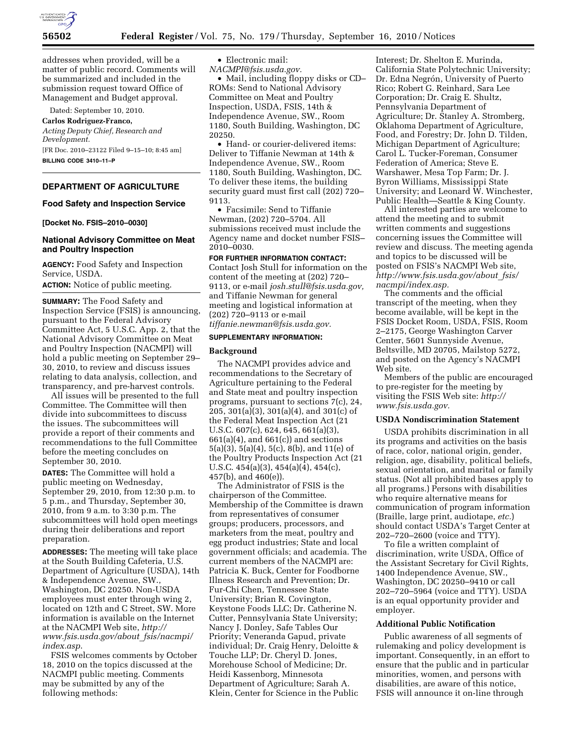addresses when provided, will be a matter of public record. Comments will be summarized and included in the submission request toward Office of Management and Budget approval.

Dated: September 10, 2010.

**Carlos Rodriguez-Franco,**

*Acting Deputy Chief, Research and Development.*

[FR Doc. 2010–23122 Filed 9–15–10; 8:45 am]

**BILLING CODE 3410–11–P**

## DEPARTMENT OF AGRICULTURE

### Food Safety and Inspection Service

**[Docket No. FSIS–2010–0030]**

### National Advisory Committee on Meat and Poultry Inspection

**AGENCY:** Food Safety and Inspection Service, USDA.

**ACTION:** Notice of public meeting.

**SUMMARY:** The Food Safety and Inspection Service (FSIS) is announcing, pursuant to the Federal Advisory Committee Act, 5 U.S.C. App. 2, that the National Advisory Committee on Meat and Poultry Inspection (NACMPI) will hold a public meeting on September 29–30, 2010, to review and discuss issues relating to data analysis, collection, and transparency, and pre-harvest controls.

All issues will be presented to the full Committee. The Committee will then divide into subcommittees to discuss the issues. The subcommittees will provide a report of their comments and recommendations to the full Committee before the meeting concludes on September 30, 2010.

**DATES:** The Committee will hold a public meeting on Wednesday, September 29, 2010, from 12:30 p.m. to 5 p.m., and Thursday, September 30, 2010, from 9 a.m. to 3:30 p.m. The subcommittees will hold open meetings during their deliberations and report preparation.

**ADDRESSES:** The meeting will take place at the South Building Cafeteria, U.S. Department of Agriculture (USDA), 14th & Independence Avenue, SW., Washington, DC 20250. Non-USDA employees must enter through wing 2, located on 12th and C Street, SW. More information is available on the Internet at the NACMPI Web site, *http://www.fsis.usda.gov/about_fsis/nacmpi/index.asp.*

FSIS welcomes comments by October 18, 2010 on the topics discussed at the NACMPI public meeting. Comments may be submitted by any of the following methods:

- Electronic mail: *NACMPI@fsis.usda.gov.*
- Mail, including floppy disks or CD–ROMs: Send to National Advisory Committee on Meat and Poultry Inspection, USDA, FSIS, 14th & Independence Avenue, SW., Room 1180, South Building, Washington, DC 20250.
- Hand- or courier-delivered items: Deliver to Tiffanie Newman at 14th & Independence Avenue, SW., Room 1180, South Building, Washington, DC. To deliver these items, the building security guard must first call (202) 720–9113.
- Facsimile: Send to Tiffanie Newman, (202) 720–5704. All submissions received must include the Agency name and docket number FSIS–2010–0030.

**FOR FURTHER INFORMATION CONTACT:** Contact Josh Stull for information on the content of the meeting at (202) 720–9113, or e-mail *josh.stull@fsis.usda.gov,* and Tiffanie Newman for general meeting and logistical information at (202) 720–9113 or e-mail *tiffanie.newman@fsis.usda.gov.*

**SUPPLEMENTARY INFORMATION:**

#### Background

The NACMPI provides advice and recommendations to the Secretary of Agriculture pertaining to the Federal and State meat and poultry inspection programs, pursuant to sections 7(c), 24, 205, 301(a)(3), 301(a)(4), and 301(c) of the Federal Meat Inspection Act (21 U.S.C. 607(c), 624, 645, 661(a)(3), 661(a)(4), and 661(c)) and sections 5(a)(3), 5(a)(4), 5(c), 8(b), and 11(e) of the Poultry Products Inspection Act (21 U.S.C. 454(a)(3), 454(a)(4), 454(c), 457(b), and 460(e)).

The Administrator of FSIS is the chairperson of the Committee. Membership of the Committee is drawn from representatives of consumer groups; producers, processors, and marketers from the meat, poultry and egg product industries; State and local government officials; and academia. The current members of the NACMPI are: Patricia K. Buck, Center for Foodborne Illness Research and Prevention; Dr. Fur-Chi Chen, Tennessee State University; Brian R. Covington, Keystone Foods LLC; Dr. Catherine N. Cutter, Pennsylvania State University; Nancy J. Donley, Safe Tables Our Priority; Veneranda Gapud, private individual; Dr. Craig Henry, Deloitte & Touche LLP; Dr. Cheryl D. Jones, Morehouse School of Medicine; Dr. Heidi Kassenborg, Minnesota Department of Agriculture; Sarah A. Klein, Center for Science in the Public Interest; Dr. Shelton E. Murinda, California State Polytechnic University; Dr. Edna Negrón, University of Puerto Rico; Robert G. Reinhard, Sara Lee Corporation; Dr. Craig E. Shultz, Pennsylvania Department of Agriculture; Dr. Stanley A. Stromberg, Oklahoma Department of Agriculture, Food, and Forestry; Dr. John D. Tilden, Michigan Department of Agriculture; Carol L. Tucker-Foreman, Consumer Federation of America; Steve E. Warshawer, Mesa Top Farm; Dr. J. Byron Williams, Mississippi State University; and Leonard W. Winchester, Public Health—Seattle & King County.

All interested parties are welcome to attend the meeting and to submit written comments and suggestions concerning issues the Committee will review and discuss. The meeting agenda and topics to be discussed will be posted on FSIS's NACMPI Web site, *http://www.fsis.usda.gov/about_fsis/nacmpi/index.asp.*

The comments and the official transcript of the meeting, when they become available, will be kept in the FSIS Docket Room, USDA, FSIS, Room 2–2175, George Washington Carver Center, 5601 Sunnyside Avenue, Beltsville, MD 20705, Mailstop 5272, and posted on the Agency's NACMPI Web site.

Members of the public are encouraged to pre-register for the meeting by visiting the FSIS Web site: *http://www.fsis.usda.gov.*

#### USDA Nondiscrimination Statement

USDA prohibits discrimination in all its programs and activities on the basis of race, color, national origin, gender, religion, age, disability, political beliefs, sexual orientation, and marital or family status. (Not all prohibited bases apply to all programs.) Persons with disabilities who require alternative means for communication of program information (Braille, large print, audiotape, *etc.*) should contact USDA's Target Center at 202–720–2600 (voice and TTY).

To file a written complaint of discrimination, write USDA, Office of the Assistant Secretary for Civil Rights, 1400 Independence Avenue, SW., Washington, DC 20250–9410 or call 202–720–5964 (voice and TTY). USDA is an equal opportunity provider and employer.

#### Additional Public Notification

Public awareness of all segments of rulemaking and policy development is important. Consequently, in an effort to ensure that the public and in particular minorities, women, and persons with disabilities, are aware of this notice, FSIS will announce it on-line through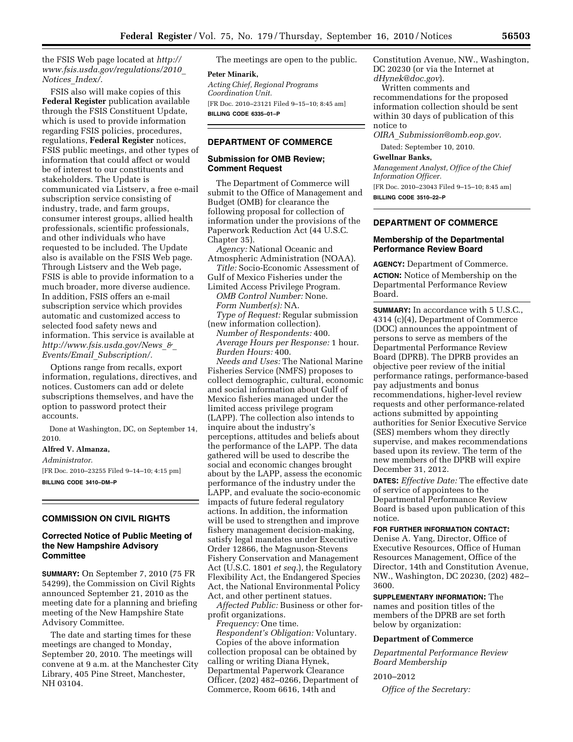the FSIS Web page located at *http://www.fsis.usda.gov/regulations/2010_Notices_Index/*.

FSIS also will make copies of this **Federal Register** publication available through the FSIS Constituent Update, which is used to provide information regarding FSIS policies, procedures, regulations, **Federal Register** notices, FSIS public meetings, and other types of information that could affect or would be of interest to our constituents and stakeholders. The Update is communicated via Listserv, a free e-mail subscription service consisting of industry, trade, and farm groups, consumer interest groups, allied health professionals, scientific professionals, and other individuals who have requested to be included. The Update also is available on the FSIS Web page. Through Listserv and the Web page, FSIS is able to provide information to a much broader, more diverse audience. In addition, FSIS offers an e-mail subscription service which provides automatic and customized access to selected food safety news and information. This service is available at *http://www.fsis.usda.gov/News_&_Events/Email_Subscription/*.

Options range from recalls, export information, regulations, directives, and notices. Customers can add or delete subscriptions themselves, and have the option to password protect their accounts.

Done at Washington, DC, on September 14, 2010.

**Alfred V. Almanza,**

*Administrator.*

[FR Doc. 2010–23255 Filed 9–14–10; 4:15 pm]

**BILLING CODE 3410–DM–P**

## COMMISSION ON CIVIL RIGHTS

### Corrected Notice of Public Meeting of the New Hampshire Advisory Committee

**SUMMARY:** On September 7, 2010 (75 FR 54299), the Commission on Civil Rights announced September 21, 2010 as the meeting date for a planning and briefing meeting of the New Hampshire State Advisory Committee.

The date and starting times for these meetings are changed to Monday, September 20, 2010. The meetings will convene at 9 a.m. at the Manchester City Library, 405 Pine Street, Manchester, NH 03104.

The meetings are open to the public.

**Peter Minarik,**

*Acting Chief, Regional Programs Coordination Unit.*

[FR Doc. 2010–23121 Filed 9–15–10; 8:45 am]

**BILLING CODE 6335–01–P**

## DEPARTMENT OF COMMERCE

### Submission for OMB Review; Comment Request

The Department of Commerce will submit to the Office of Management and Budget (OMB) for clearance the following proposal for collection of information under the provisions of the Paperwork Reduction Act (44 U.S.C. Chapter 35).

*Agency:* National Oceanic and Atmospheric Administration (NOAA).

*Title:* Socio-Economic Assessment of Gulf of Mexico Fisheries under the Limited Access Privilege Program.

*OMB Control Number:* None.

*Form Number(s):* NA.

*Type of Request:* Regular submission (new information collection).

*Number of Respondents:* 400.

*Average Hours per Response:* 1 hour.

*Burden Hours:* 400.

*Needs and Uses:* The National Marine Fisheries Service (NMFS) proposes to collect demographic, cultural, economic and social information about Gulf of Mexico fisheries managed under the limited access privilege program (LAPP). The collection also intends to inquire about the industry's perceptions, attitudes and beliefs about the performance of the LAPP. The data gathered will be used to describe the social and economic changes brought about by the LAPP, assess the economic performance of the industry under the LAPP, and evaluate the socio-economic impacts of future federal regulatory actions. In addition, the information will be used to strengthen and improve fishery management decision-making, satisfy legal mandates under Executive Order 12866, the Magnuson-Stevens Fishery Conservation and Management Act (U.S.C. 1801 *et seq.*), the Regulatory Flexibility Act, the Endangered Species Act, the National Environmental Policy Act, and other pertinent statues.

*Affected Public:* Business or other for-profit organizations.

*Frequency:* One time.

*Respondent's Obligation:* Voluntary.

Copies of the above information collection proposal can be obtained by calling or writing Diana Hynek, Departmental Paperwork Clearance Officer, (202) 482–0266, Department of Commerce, Room 6616, 14th and Constitution Avenue, NW., Washington, DC 20230 (or via the Internet at *dHynek@doc.gov*).

Written comments and recommendations for the proposed information collection should be sent within 30 days of publication of this notice to *OIRA_Submission@omb.eop.gov*.

Dated: September 10, 2010.

**Gwellnar Banks,**

*Management Analyst, Office of the Chief Information Officer.*

[FR Doc. 2010–23043 Filed 9–15–10; 8:45 am]

**BILLING CODE 3510–22–P**

## DEPARTMENT OF COMMERCE

### Membership of the Departmental Performance Review Board

**AGENCY:** Department of Commerce.

**ACTION:** Notice of Membership on the Departmental Performance Review Board.

**SUMMARY:** In accordance with 5 U.S.C., 4314 (c)(4), Department of Commerce (DOC) announces the appointment of persons to serve as members of the Departmental Performance Review Board (DPRB). The DPRB provides an objective peer review of the initial performance ratings, performance-based pay adjustments and bonus recommendations, higher-level review requests and other performance-related actions submitted by appointing authorities for Senior Executive Service (SES) members whom they directly supervise, and makes recommendations based upon its review. The term of the new members of the DPRB will expire December 31, 2012.

**DATES:** *Effective Date:* The effective date of service of appointees to the Departmental Performance Review Board is based upon publication of this notice.

**FOR FURTHER INFORMATION CONTACT:** Denise A. Yang, Director, Office of Executive Resources, Office of Human Resources Management, Office of the Director, 14th and Constitution Avenue, NW., Washington, DC 20230, (202) 482–3600.

**SUPPLEMENTARY INFORMATION:** The names and position titles of the members of the DPRB are set forth below by organization:

**Department of Commerce**

*Departmental Performance Review Board Membership*

2010–2012

*Office of the Secretary:*